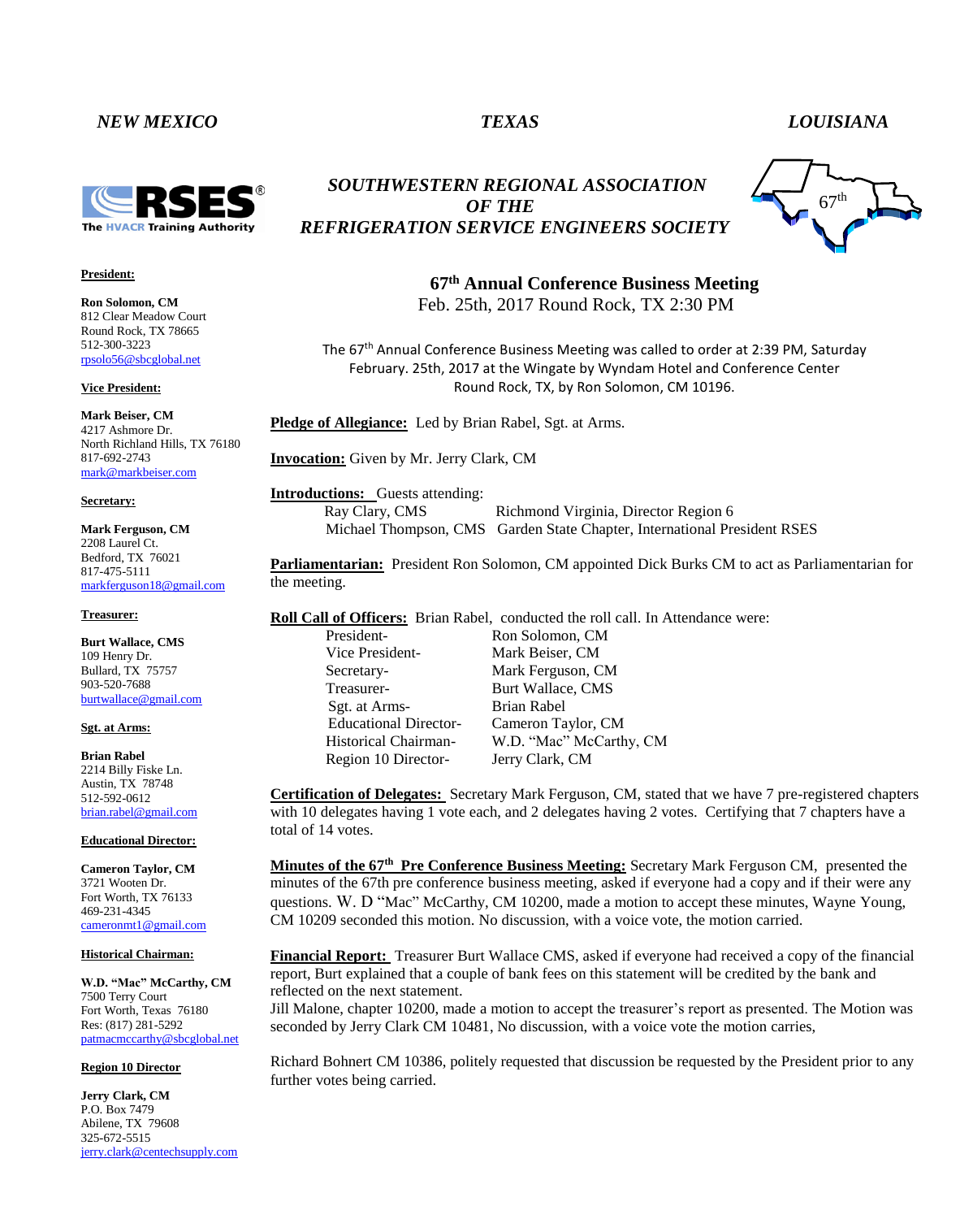*NEW MEXICO* *TEXAS* *LOUISIANA*

RSES®
The HVACR Training Authority

***SOUTHWESTERN REGIONAL ASSOCIATION OF THE REFRIGERATION SERVICE ENGINEERS SOCIETY***

67th

**President:**

**Ron Solomon, CM**
812 Clear Meadow Court
Round Rock, TX 78665
512-300-3223
rpsolo56@sbcglobal.net

**Vice President:**

**Mark Beiser, CM**
4217 Ashmore Dr.
North Richland Hills, TX 76180
817-692-2743
mark@markbeiser.com

**Secretary:**

**Mark Ferguson, CM**
2208 Laurel Ct.
Bedford, TX 76021
817-475-5111
markferguson18@gmail.com

**Treasurer:**

**Burt Wallace, CMS**
109 Henry Dr.
Bullard, TX 75757
903-520-7688
burtwallace@gmail.com

**Sgt. at Arms:**

**Brian Rabel**
2214 Billy Fiske Ln.
Austin, TX 78748
512-592-0612
brian.rabel@gmail.com

**Educational Director:**

**Cameron Taylor, CM**
3721 Wooten Dr.
Fort Worth, TX 76133
469-231-4345
cameronmt1@gmail.com

**Historical Chairman:**

**W.D. "Mac" McCarthy, CM**
7500 Terry Court
Fort Worth, Texas 76180
Res: (817) 281-5292
patmacmccarthy@sbcglobal.net

**Region 10 Director**

**Jerry Clark, CM**
P.O. Box 7479
Abilene, TX 79608
325-672-5515
jerry.clark@centechsupply.com

## 67th Annual Conference Business Meeting

Feb. 25th, 2017 Round Rock, TX 2:30 PM

The 67th Annual Conference Business Meeting was called to order at 2:39 PM, Saturday February. 25th, 2017 at the Wingate by Wyndam Hotel and Conference Center Round Rock, TX, by Ron Solomon, CM 10196.

**Pledge of Allegiance:** Led by Brian Rabel, Sgt. at Arms.

**Invocation:** Given by Mr. Jerry Clark, CM

**Introductions:** Guests attending:

| | |
|---|---|
| Ray Clary, CMS | Richmond Virginia, Director Region 6 |
| Michael Thompson, CMS | Garden State Chapter, International President RSES |

**Parliamentarian:** President Ron Solomon, CM appointed Dick Burks CM to act as Parliamentarian for the meeting.

**Roll Call of Officers:** Brian Rabel, conducted the roll call. In Attendance were:

| | |
|---|---|
| President- | Ron Solomon, CM |
| Vice President- | Mark Beiser, CM |
| Secretary- | Mark Ferguson, CM |
| Treasurer- | Burt Wallace, CMS |
| Sgt. at Arms- | Brian Rabel |
| Educational Director- | Cameron Taylor, CM |
| Historical Chairman- | W.D. "Mac" McCarthy, CM |
| Region 10 Director- | Jerry Clark, CM |

**Certification of Delegates:** Secretary Mark Ferguson, CM, stated that we have 7 pre-registered chapters with 10 delegates having 1 vote each, and 2 delegates having 2 votes. Certifying that 7 chapters have a total of 14 votes.

**Minutes of the 67th Pre Conference Business Meeting:** Secretary Mark Ferguson CM, presented the minutes of the 67th pre conference business meeting, asked if everyone had a copy and if their were any questions. W. D "Mac" McCarthy, CM 10200, made a motion to accept these minutes, Wayne Young, CM 10209 seconded this motion. No discussion, with a voice vote, the motion carried.

**Financial Report:** Treasurer Burt Wallace CMS, asked if everyone had received a copy of the financial report, Burt explained that a couple of bank fees on this statement will be credited by the bank and reflected on the next statement.
Jill Malone, chapter 10200, made a motion to accept the treasurer's report as presented. The Motion was seconded by Jerry Clark CM 10481, No discussion, with a voice vote the motion carries,

Richard Bohnert CM 10386, politely requested that discussion be requested by the President prior to any further votes being carried.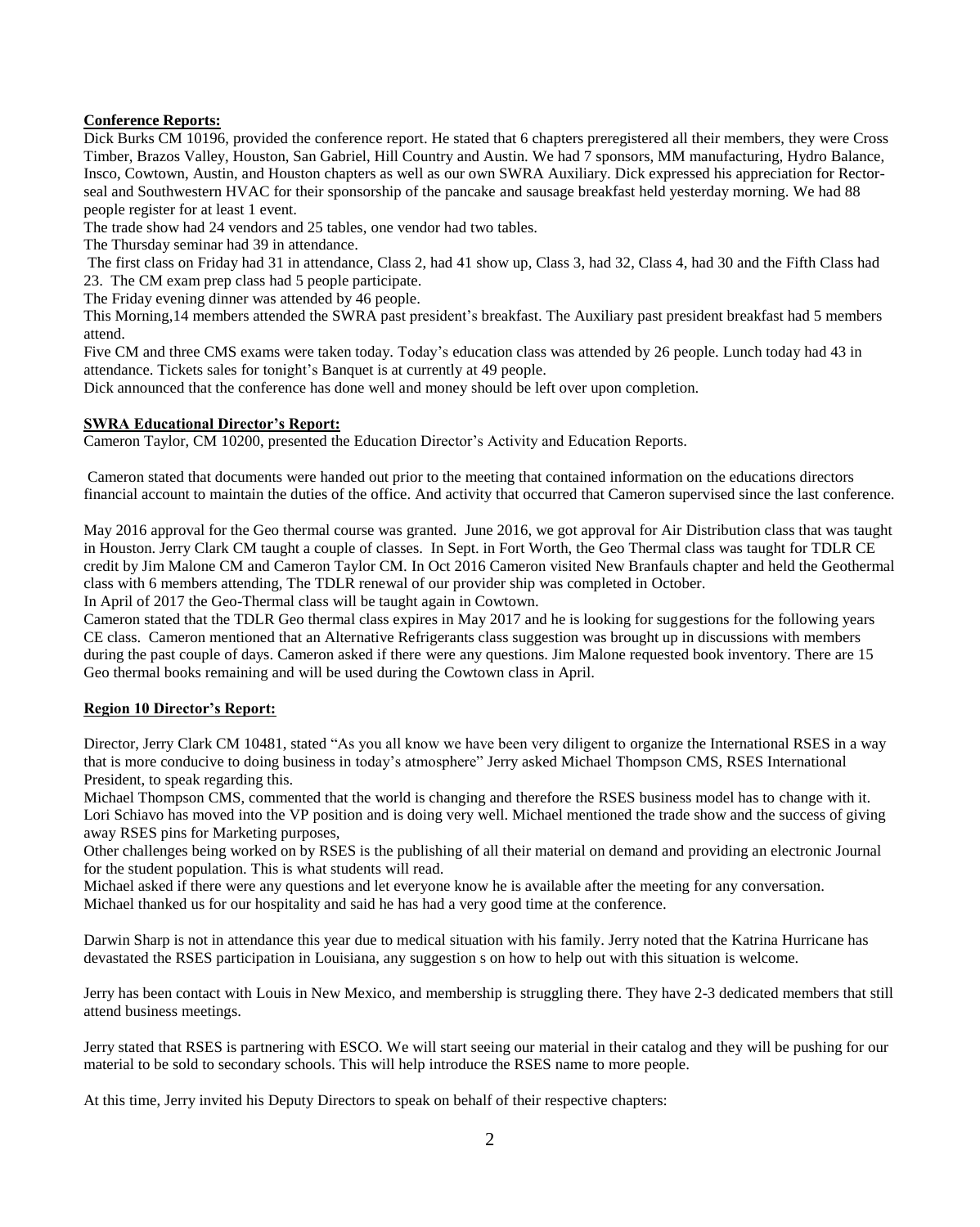**Conference Reports:**

Dick Burks CM 10196, provided the conference report. He stated that 6 chapters preregistered all their members, they were Cross Timber, Brazos Valley, Houston, San Gabriel, Hill Country and Austin. We had 7 sponsors, MM manufacturing, Hydro Balance, Insco, Cowtown, Austin, and Houston chapters as well as our own SWRA Auxiliary. Dick expressed his appreciation for Rector-seal and Southwestern HVAC for their sponsorship of the pancake and sausage breakfast held yesterday morning. We had 88 people register for at least 1 event.

The trade show had 24 vendors and 25 tables, one vendor had two tables.

The Thursday seminar had 39 in attendance.

The first class on Friday had 31 in attendance, Class 2, had 41 show up, Class 3, had 32, Class 4, had 30 and the Fifth Class had 23. The CM exam prep class had 5 people participate.

The Friday evening dinner was attended by 46 people.

This Morning,14 members attended the SWRA past president's breakfast. The Auxiliary past president breakfast had 5 members attend.

Five CM and three CMS exams were taken today. Today's education class was attended by 26 people. Lunch today had 43 in attendance. Tickets sales for tonight's Banquet is at currently at 49 people.

Dick announced that the conference has done well and money should be left over upon completion.

**SWRA Educational Director's Report:**

Cameron Taylor, CM 10200, presented the Education Director's Activity and Education Reports.

Cameron stated that documents were handed out prior to the meeting that contained information on the educations directors financial account to maintain the duties of the office. And activity that occurred that Cameron supervised since the last conference.

May 2016 approval for the Geo thermal course was granted. June 2016, we got approval for Air Distribution class that was taught in Houston. Jerry Clark CM taught a couple of classes. In Sept. in Fort Worth, the Geo Thermal class was taught for TDLR CE credit by Jim Malone CM and Cameron Taylor CM. In Oct 2016 Cameron visited New Branfauls chapter and held the Geothermal class with 6 members attending, The TDLR renewal of our provider ship was completed in October.

In April of 2017 the Geo-Thermal class will be taught again in Cowtown.

Cameron stated that the TDLR Geo thermal class expires in May 2017 and he is looking for suggestions for the following years CE class. Cameron mentioned that an Alternative Refrigerants class suggestion was brought up in discussions with members during the past couple of days. Cameron asked if there were any questions. Jim Malone requested book inventory. There are 15 Geo thermal books remaining and will be used during the Cowtown class in April.

**Region 10 Director's Report:**

Director, Jerry Clark CM 10481, stated "As you all know we have been very diligent to organize the International RSES in a way that is more conducive to doing business in today's atmosphere" Jerry asked Michael Thompson CMS, RSES International President, to speak regarding this.

Michael Thompson CMS, commented that the world is changing and therefore the RSES business model has to change with it. Lori Schiavo has moved into the VP position and is doing very well. Michael mentioned the trade show and the success of giving away RSES pins for Marketing purposes,

Other challenges being worked on by RSES is the publishing of all their material on demand and providing an electronic Journal for the student population. This is what students will read.

Michael asked if there were any questions and let everyone know he is available after the meeting for any conversation. Michael thanked us for our hospitality and said he has had a very good time at the conference.

Darwin Sharp is not in attendance this year due to medical situation with his family. Jerry noted that the Katrina Hurricane has devastated the RSES participation in Louisiana, any suggestion s on how to help out with this situation is welcome.

Jerry has been contact with Louis in New Mexico, and membership is struggling there. They have 2-3 dedicated members that still attend business meetings.

Jerry stated that RSES is partnering with ESCO. We will start seeing our material in their catalog and they will be pushing for our material to be sold to secondary schools. This will help introduce the RSES name to more people.

At this time, Jerry invited his Deputy Directors to speak on behalf of their respective chapters: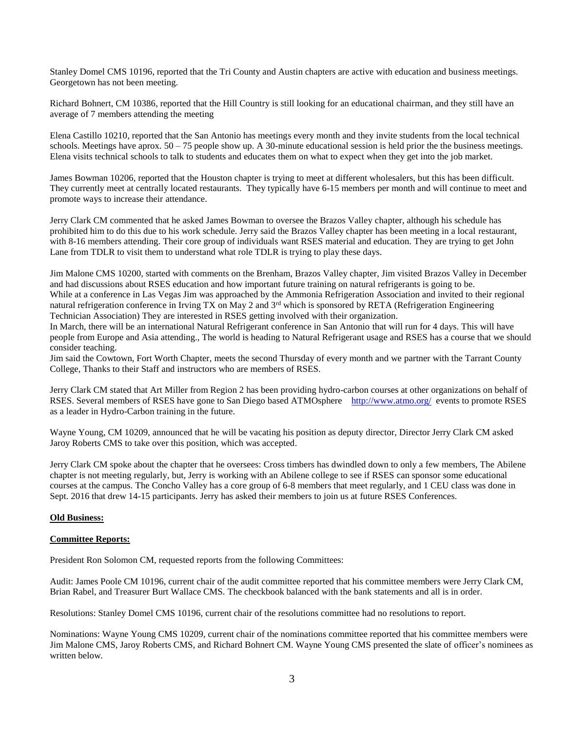Stanley Domel CMS 10196, reported that the Tri County and Austin chapters are active with education and business meetings. Georgetown has not been meeting.

Richard Bohnert, CM 10386, reported that the Hill Country is still looking for an educational chairman, and they still have an average of 7 members attending the meeting

Elena Castillo 10210, reported that the San Antonio has meetings every month and they invite students from the local technical schools. Meetings have aprox. 50 – 75 people show up. A 30-minute educational session is held prior the the business meetings. Elena visits technical schools to talk to students and educates them on what to expect when they get into the job market.

James Bowman 10206, reported that the Houston chapter is trying to meet at different wholesalers, but this has been difficult. They currently meet at centrally located restaurants. They typically have 6-15 members per month and will continue to meet and promote ways to increase their attendance.

Jerry Clark CM commented that he asked James Bowman to oversee the Brazos Valley chapter, although his schedule has prohibited him to do this due to his work schedule. Jerry said the Brazos Valley chapter has been meeting in a local restaurant, with 8-16 members attending. Their core group of individuals want RSES material and education. They are trying to get John Lane from TDLR to visit them to understand what role TDLR is trying to play these days.

Jim Malone CMS 10200, started with comments on the Brenham, Brazos Valley chapter, Jim visited Brazos Valley in December and had discussions about RSES education and how important future training on natural refrigerants is going to be.
While at a conference in Las Vegas Jim was approached by the Ammonia Refrigeration Association and invited to their regional natural refrigeration conference in Irving TX on May 2 and 3rd which is sponsored by RETA (Refrigeration Engineering Technician Association) They are interested in RSES getting involved with their organization.
In March, there will be an international Natural Refrigerant conference in San Antonio that will run for 4 days. This will have people from Europe and Asia attending., The world is heading to Natural Refrigerant usage and RSES has a course that we should consider teaching.
Jim said the Cowtown, Fort Worth Chapter, meets the second Thursday of every month and we partner with the Tarrant County College, Thanks to their Staff and instructors who are members of RSES.

Jerry Clark CM stated that Art Miller from Region 2 has been providing hydro-carbon courses at other organizations on behalf of RSES. Several members of RSES have gone to San Diego based ATMOsphere http://www.atmo.org/ events to promote RSES as a leader in Hydro-Carbon training in the future.

Wayne Young, CM 10209, announced that he will be vacating his position as deputy director, Director Jerry Clark CM asked Jaroy Roberts CMS to take over this position, which was accepted.

Jerry Clark CM spoke about the chapter that he oversees: Cross timbers has dwindled down to only a few members, The Abilene chapter is not meeting regularly, but, Jerry is working with an Abilene college to see if RSES can sponsor some educational courses at the campus. The Concho Valley has a core group of 6-8 members that meet regularly, and 1 CEU class was done in Sept. 2016 that drew 14-15 participants. Jerry has asked their members to join us at future RSES Conferences.

**Old Business:**

**Committee Reports:**

President Ron Solomon CM, requested reports from the following Committees:

Audit: James Poole CM 10196, current chair of the audit committee reported that his committee members were Jerry Clark CM, Brian Rabel, and Treasurer Burt Wallace CMS. The checkbook balanced with the bank statements and all is in order.

Resolutions: Stanley Domel CMS 10196, current chair of the resolutions committee had no resolutions to report.

Nominations: Wayne Young CMS 10209, current chair of the nominations committee reported that his committee members were Jim Malone CMS, Jaroy Roberts CMS, and Richard Bohnert CM. Wayne Young CMS presented the slate of officer's nominees as written below.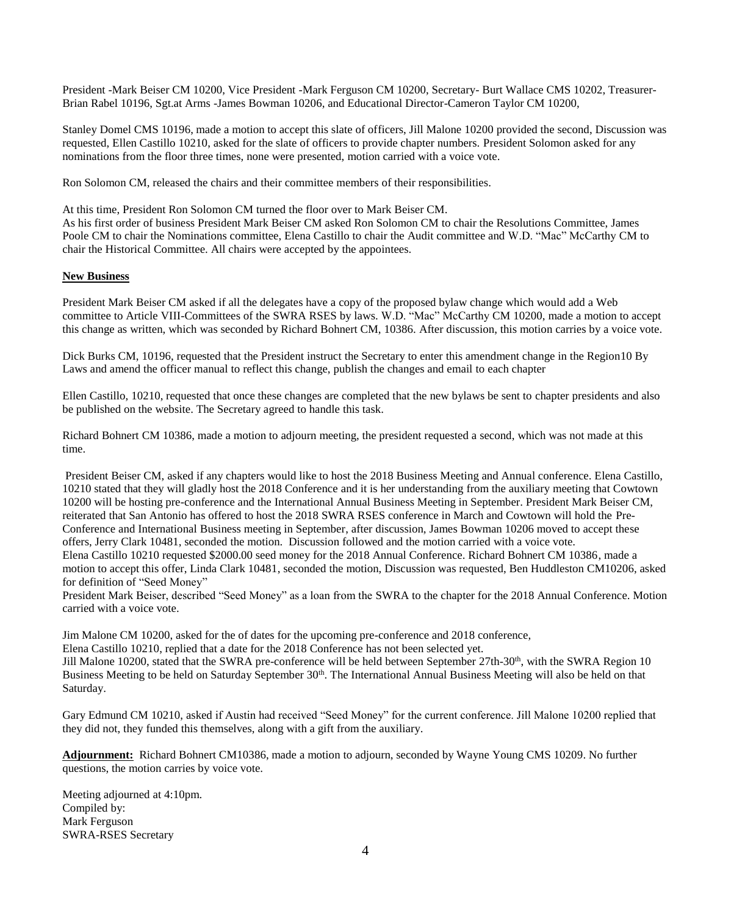President -Mark Beiser CM 10200, Vice President -Mark Ferguson CM 10200, Secretary- Burt Wallace CMS 10202, Treasurer-Brian Rabel 10196, Sgt.at Arms -James Bowman 10206, and Educational Director-Cameron Taylor CM 10200,

Stanley Domel CMS 10196, made a motion to accept this slate of officers, Jill Malone 10200 provided the second, Discussion was requested, Ellen Castillo 10210, asked for the slate of officers to provide chapter numbers. President Solomon asked for any nominations from the floor three times, none were presented, motion carried with a voice vote.

Ron Solomon CM, released the chairs and their committee members of their responsibilities.

At this time, President Ron Solomon CM turned the floor over to Mark Beiser CM.
As his first order of business President Mark Beiser CM asked Ron Solomon CM to chair the Resolutions Committee, James Poole CM to chair the Nominations committee, Elena Castillo to chair the Audit committee and W.D. "Mac" McCarthy CM to chair the Historical Committee. All chairs were accepted by the appointees.

**New Business**

President Mark Beiser CM asked if all the delegates have a copy of the proposed bylaw change which would add a Web committee to Article VIII-Committees of the SWRA RSES by laws. W.D. "Mac" McCarthy CM 10200, made a motion to accept this change as written, which was seconded by Richard Bohnert CM, 10386. After discussion, this motion carries by a voice vote.

Dick Burks CM, 10196, requested that the President instruct the Secretary to enter this amendment change in the Region10 By Laws and amend the officer manual to reflect this change, publish the changes and email to each chapter

Ellen Castillo, 10210, requested that once these changes are completed that the new bylaws be sent to chapter presidents and also be published on the website. The Secretary agreed to handle this task.

Richard Bohnert CM 10386, made a motion to adjourn meeting, the president requested a second, which was not made at this time.

President Beiser CM, asked if any chapters would like to host the 2018 Business Meeting and Annual conference. Elena Castillo, 10210 stated that they will gladly host the 2018 Conference and it is her understanding from the auxiliary meeting that Cowtown 10200 will be hosting pre-conference and the International Annual Business Meeting in September. President Mark Beiser CM, reiterated that San Antonio has offered to host the 2018 SWRA RSES conference in March and Cowtown will hold the Pre-Conference and International Business meeting in September, after discussion, James Bowman 10206 moved to accept these offers, Jerry Clark 10481, seconded the motion. Discussion followed and the motion carried with a voice vote.
Elena Castillo 10210 requested $2000.00 seed money for the 2018 Annual Conference. Richard Bohnert CM 10386, made a motion to accept this offer, Linda Clark 10481, seconded the motion, Discussion was requested, Ben Huddleston CM10206, asked for definition of "Seed Money"
President Mark Beiser, described "Seed Money" as a loan from the SWRA to the chapter for the 2018 Annual Conference. Motion carried with a voice vote.

Jim Malone CM 10200, asked for the of dates for the upcoming pre-conference and 2018 conference,
Elena Castillo 10210, replied that a date for the 2018 Conference has not been selected yet.
Jill Malone 10200, stated that the SWRA pre-conference will be held between September 27th-30th, with the SWRA Region 10 Business Meeting to be held on Saturday September 30th. The International Annual Business Meeting will also be held on that Saturday.

Gary Edmund CM 10210, asked if Austin had received "Seed Money" for the current conference. Jill Malone 10200 replied that they did not, they funded this themselves, along with a gift from the auxiliary.

**Adjournment:** Richard Bohnert CM10386, made a motion to adjourn, seconded by Wayne Young CMS 10209. No further questions, the motion carries by voice vote.

Meeting adjourned at 4:10pm.
Compiled by:
Mark Ferguson
SWRA-RSES Secretary